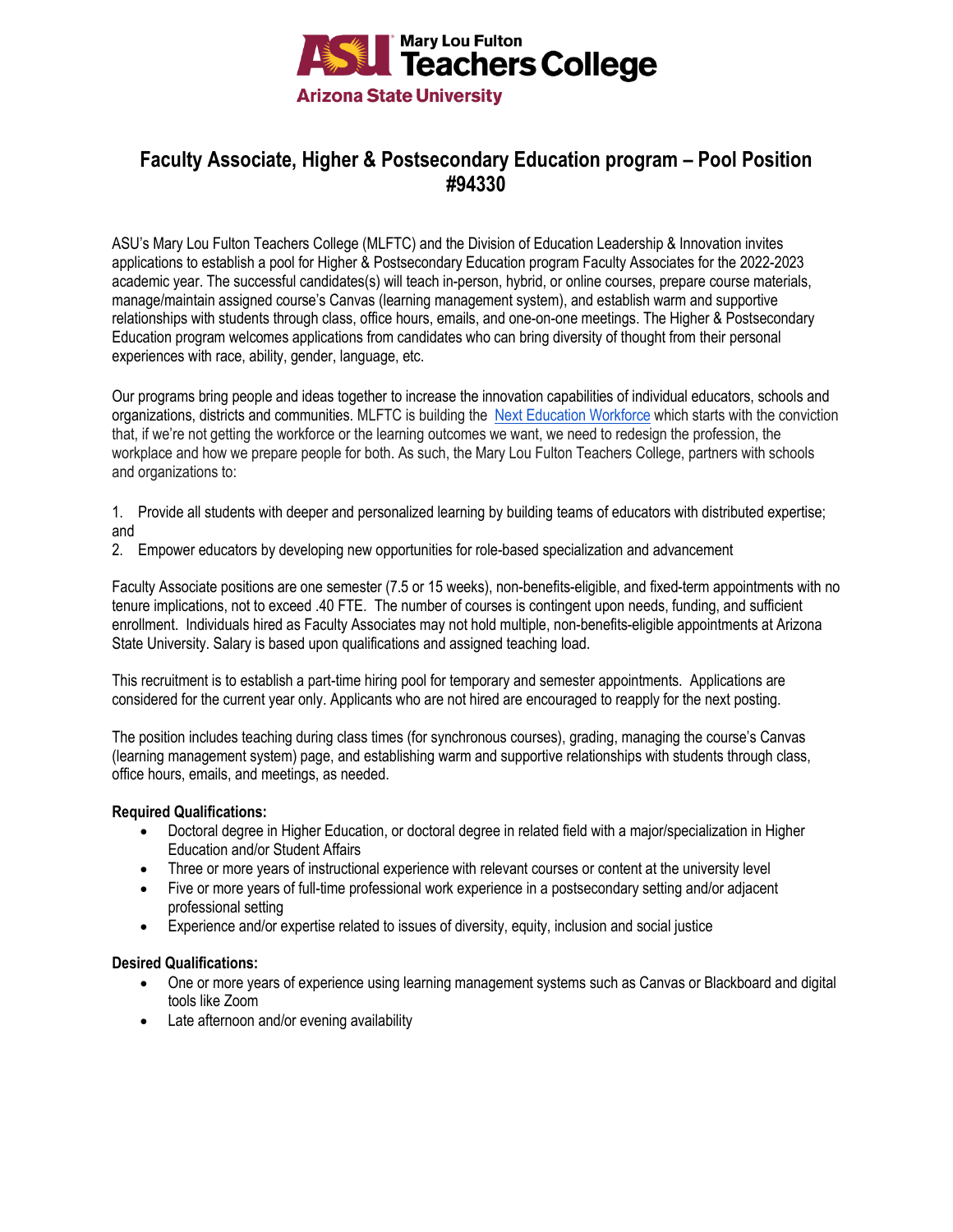# Faculty Associate, Higher & Postsecondary Education program – Pool Position #94330

ASU's Mary Lou Fulton Teachers College (MLFTC) and the Division of Education Leadership & Innovation invites applications to establish a pool for Higher & Postsecondary Education program Faculty Associates for the 2022-2023 academic year. The successful candidates(s) will teach in-person, hybrid, or online courses, prepare course materials, manage/maintain assigned course's Canvas (learning management system), and establish warm and supportive relationships with students through class, office hours, emails, and one-on-one meetings. The Higher & Postsecondary Education program welcomes applications from candidates who can bring diversity of thought from their personal experiences with race, ability, gender, language, etc.

Our programs bring people and ideas together to increase the innovation capabilities of individual educators, schools and organizations, districts and communities. MLFTC is building the Next Education Workforce which starts with the conviction that, if we're not getting the workforce or the learning outcomes we want, we need to redesign the profession, the workplace and how we prepare people for both. As such, the Mary Lou Fulton Teachers College, partners with schools and organizations to:

1. Provide all students with deeper and personalized learning by building teams of educators with distributed expertise; and
2. Empower educators by developing new opportunities for role-based specialization and advancement

Faculty Associate positions are one semester (7.5 or 15 weeks), non-benefits-eligible, and fixed-term appointments with no tenure implications, not to exceed .40 FTE. The number of courses is contingent upon needs, funding, and sufficient enrollment. Individuals hired as Faculty Associates may not hold multiple, non-benefits-eligible appointments at Arizona State University. Salary is based upon qualifications and assigned teaching load.

This recruitment is to establish a part-time hiring pool for temporary and semester appointments. Applications are considered for the current year only. Applicants who are not hired are encouraged to reapply for the next posting.

The position includes teaching during class times (for synchronous courses), grading, managing the course's Canvas (learning management system) page, and establishing warm and supportive relationships with students through class, office hours, emails, and meetings, as needed.

**Required Qualifications:**

- Doctoral degree in Higher Education, or doctoral degree in related field with a major/specialization in Higher Education and/or Student Affairs
- Three or more years of instructional experience with relevant courses or content at the university level
- Five or more years of full-time professional work experience in a postsecondary setting and/or adjacent professional setting
- Experience and/or expertise related to issues of diversity, equity, inclusion and social justice

**Desired Qualifications:**

- One or more years of experience using learning management systems such as Canvas or Blackboard and digital tools like Zoom
- Late afternoon and/or evening availability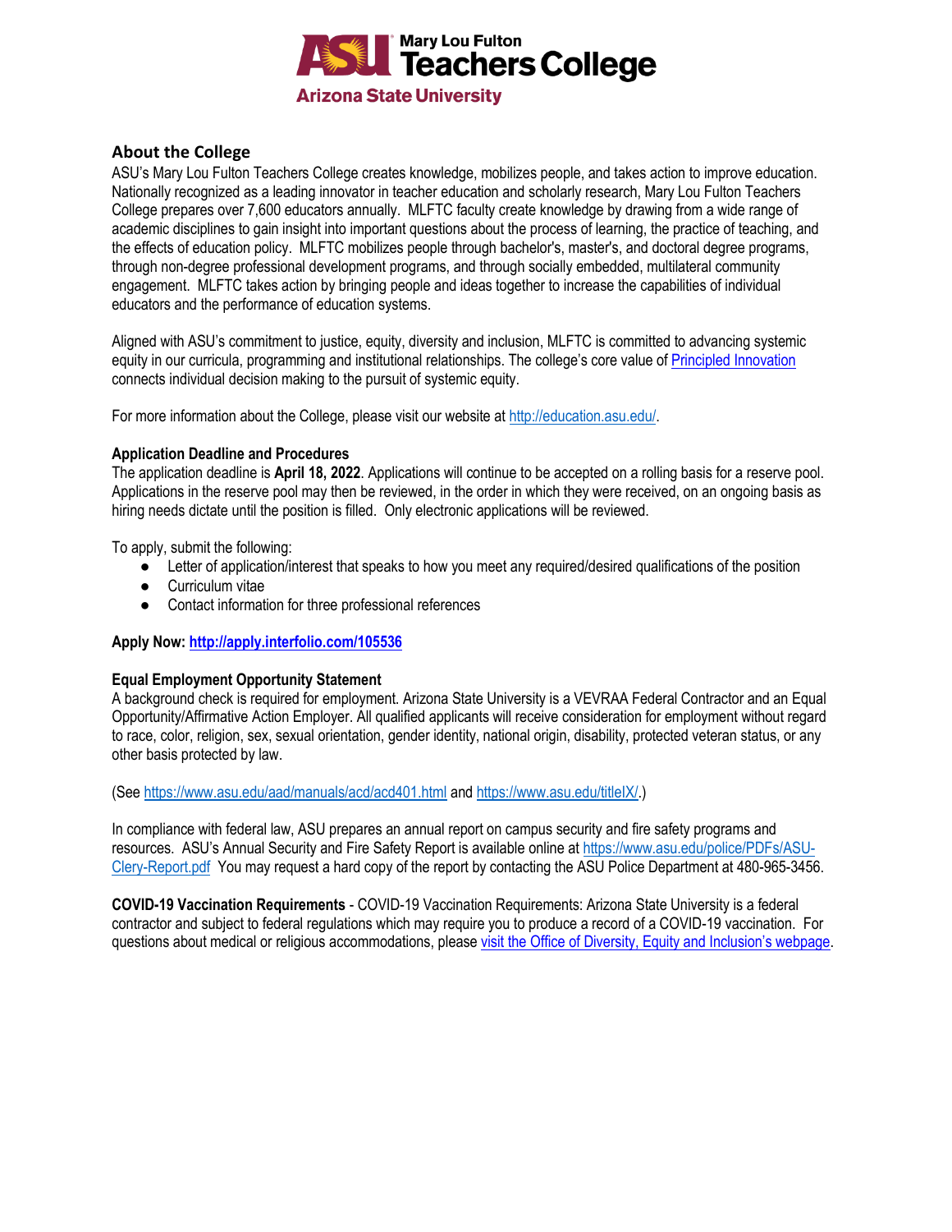## About the College

ASU's Mary Lou Fulton Teachers College creates knowledge, mobilizes people, and takes action to improve education. Nationally recognized as a leading innovator in teacher education and scholarly research, Mary Lou Fulton Teachers College prepares over 7,600 educators annually. MLFTC faculty create knowledge by drawing from a wide range of academic disciplines to gain insight into important questions about the process of learning, the practice of teaching, and the effects of education policy. MLFTC mobilizes people through bachelor's, master's, and doctoral degree programs, through non-degree professional development programs, and through socially embedded, multilateral community engagement. MLFTC takes action by bringing people and ideas together to increase the capabilities of individual educators and the performance of education systems.

Aligned with ASU's commitment to justice, equity, diversity and inclusion, MLFTC is committed to advancing systemic equity in our curricula, programming and institutional relationships. The college's core value of [Principled Innovation](#) connects individual decision making to the pursuit of systemic equity.

For more information about the College, please visit our website at [http://education.asu.edu/](http://education.asu.edu/).

**Application Deadline and Procedures**

The application deadline is **April 18, 2022**. Applications will continue to be accepted on a rolling basis for a reserve pool. Applications in the reserve pool may then be reviewed, in the order in which they were received, on an ongoing basis as hiring needs dictate until the position is filled. Only electronic applications will be reviewed.

To apply, submit the following:

- Letter of application/interest that speaks to how you meet any required/desired qualifications of the position
- Curriculum vitae
- Contact information for three professional references

**Apply Now: [http://apply.interfolio.com/105536](http://apply.interfolio.com/105536)**

**Equal Employment Opportunity Statement**

A background check is required for employment. Arizona State University is a VEVRAA Federal Contractor and an Equal Opportunity/Affirmative Action Employer. All qualified applicants will receive consideration for employment without regard to race, color, religion, sex, sexual orientation, gender identity, national origin, disability, protected veteran status, or any other basis protected by law.

(See [https://www.asu.edu/aad/manuals/acd/acd401.html](https://www.asu.edu/aad/manuals/acd/acd401.html) and [https://www.asu.edu/titleIX/](https://www.asu.edu/titleIX/).)

In compliance with federal law, ASU prepares an annual report on campus security and fire safety programs and resources. ASU's Annual Security and Fire Safety Report is available online at [https://www.asu.edu/police/PDFs/ASU-Clery-Report.pdf](https://www.asu.edu/police/PDFs/ASU-Clery-Report.pdf) You may request a hard copy of the report by contacting the ASU Police Department at 480-965-3456.

**COVID-19 Vaccination Requirements** - COVID-19 Vaccination Requirements: Arizona State University is a federal contractor and subject to federal regulations which may require you to produce a record of a COVID-19 vaccination. For questions about medical or religious accommodations, please [visit the Office of Diversity, Equity and Inclusion's webpage](#).